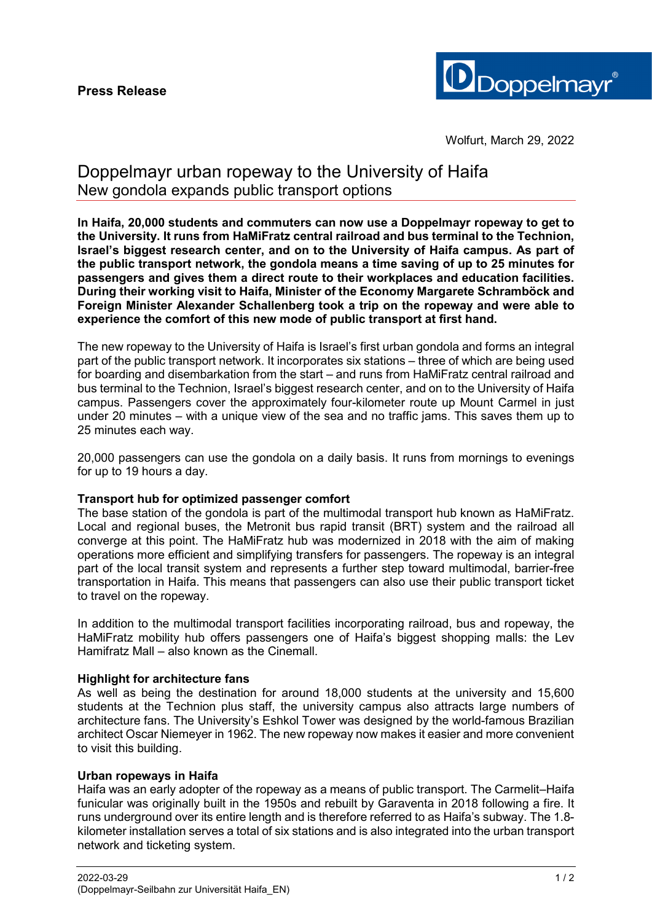**Press Release**

Wolfurt, March 29, 2022

# Doppelmayr urban ropeway to the University of Haifa

## New gondola expands public transport options

**In Haifa, 20,000 students and commuters can now use a Doppelmayr ropeway to get to the University. It runs from HaMiFratz central railroad and bus terminal to the Technion, Israel's biggest research center, and on to the University of Haifa campus. As part of the public transport network, the gondola means a time saving of up to 25 minutes for passengers and gives them a direct route to their workplaces and education facilities. During their working visit to Haifa, Minister of the Economy Margarete Schramböck and Foreign Minister Alexander Schallenberg took a trip on the ropeway and were able to experience the comfort of this new mode of public transport at first hand.**

The new ropeway to the University of Haifa is Israel's first urban gondola and forms an integral part of the public transport network. It incorporates six stations – three of which are being used for boarding and disembarkation from the start – and runs from HaMiFratz central railroad and bus terminal to the Technion, Israel's biggest research center, and on to the University of Haifa campus. Passengers cover the approximately four-kilometer route up Mount Carmel in just under 20 minutes – with a unique view of the sea and no traffic jams. This saves them up to 25 minutes each way.

20,000 passengers can use the gondola on a daily basis. It runs from mornings to evenings for up to 19 hours a day.

**Transport hub for optimized passenger comfort**

The base station of the gondola is part of the multimodal transport hub known as HaMiFratz. Local and regional buses, the Metronit bus rapid transit (BRT) system and the railroad all converge at this point. The HaMiFratz hub was modernized in 2018 with the aim of making operations more efficient and simplifying transfers for passengers. The ropeway is an integral part of the local transit system and represents a further step toward multimodal, barrier-free transportation in Haifa. This means that passengers can also use their public transport ticket to travel on the ropeway.

In addition to the multimodal transport facilities incorporating railroad, bus and ropeway, the HaMiFratz mobility hub offers passengers one of Haifa's biggest shopping malls: the Lev Hamifratz Mall – also known as the Cinemall.

**Highlight for architecture fans**

As well as being the destination for around 18,000 students at the university and 15,600 students at the Technion plus staff, the university campus also attracts large numbers of architecture fans. The University's Eshkol Tower was designed by the world-famous Brazilian architect Oscar Niemeyer in 1962. The new ropeway now makes it easier and more convenient to visit this building.

**Urban ropeways in Haifa**

Haifa was an early adopter of the ropeway as a means of public transport. The Carmelit–Haifa funicular was originally built in the 1950s and rebuilt by Garaventa in 2018 following a fire. It runs underground over its entire length and is therefore referred to as Haifa's subway. The 1.8-kilometer installation serves a total of six stations and is also integrated into the urban transport network and ticketing system.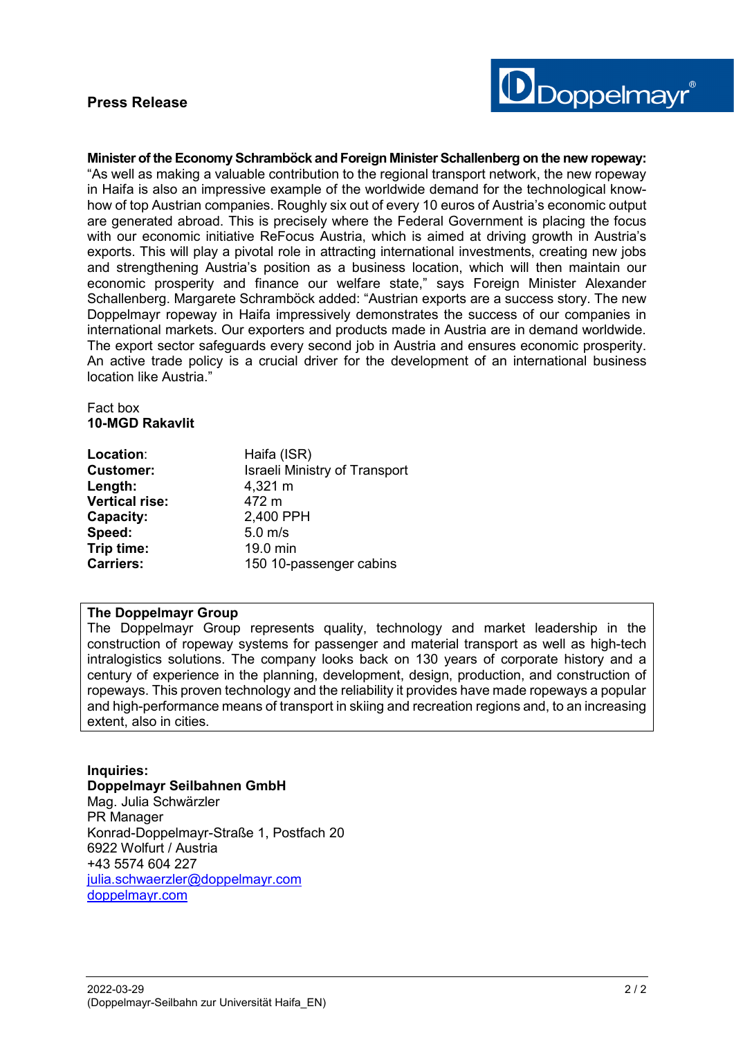**Minister of the Economy Schramböck and Foreign Minister Schallenberg on the new ropeway:** "As well as making a valuable contribution to the regional transport network, the new ropeway in Haifa is also an impressive example of the worldwide demand for the technological know-how of top Austrian companies. Roughly six out of every 10 euros of Austria's economic output are generated abroad. This is precisely where the Federal Government is placing the focus with our economic initiative ReFocus Austria, which is aimed at driving growth in Austria's exports. This will play a pivotal role in attracting international investments, creating new jobs and strengthening Austria's position as a business location, which will then maintain our economic prosperity and finance our welfare state," says Foreign Minister Alexander Schallenberg. Margarete Schramböck added: "Austrian exports are a success story. The new Doppelmayr ropeway in Haifa impressively demonstrates the success of our companies in international markets. Our exporters and products made in Austria are in demand worldwide. The export sector safeguards every second job in Austria and ensures economic prosperity. An active trade policy is a crucial driver for the development of an international business location like Austria."

Fact box
**10-MGD Rakavlit**

| | |
|---|---|
| **Location**: | Haifa (ISR) |
| **Customer:** | Israeli Ministry of Transport |
| **Length:** | 4,321 m |
| **Vertical rise:** | 472 m |
| **Capacity:** | 2,400 PPH |
| **Speed:** | 5.0 m/s |
| **Trip time:** | 19.0 min |
| **Carriers:** | 150 10-passenger cabins |

**The Doppelmayr Group**
The Doppelmayr Group represents quality, technology and market leadership in the construction of ropeway systems for passenger and material transport as well as high-tech intralogistics solutions. The company looks back on 130 years of corporate history and a century of experience in the planning, development, design, production, and construction of ropeways. This proven technology and the reliability it provides have made ropeways a popular and high-performance means of transport in skiing and recreation regions and, to an increasing extent, also in cities.

**Inquiries:**
**Doppelmayr Seilbahnen GmbH**
Mag. Julia Schwärzler
PR Manager
Konrad-Doppelmayr-Straße 1, Postfach 20
6922 Wolfurt / Austria
+43 5574 604 227
julia.schwaerzler@doppelmayr.com
doppelmayr.com

2022-03-29
(Doppelmayr-Seilbahn zur Universität Haifa_EN)